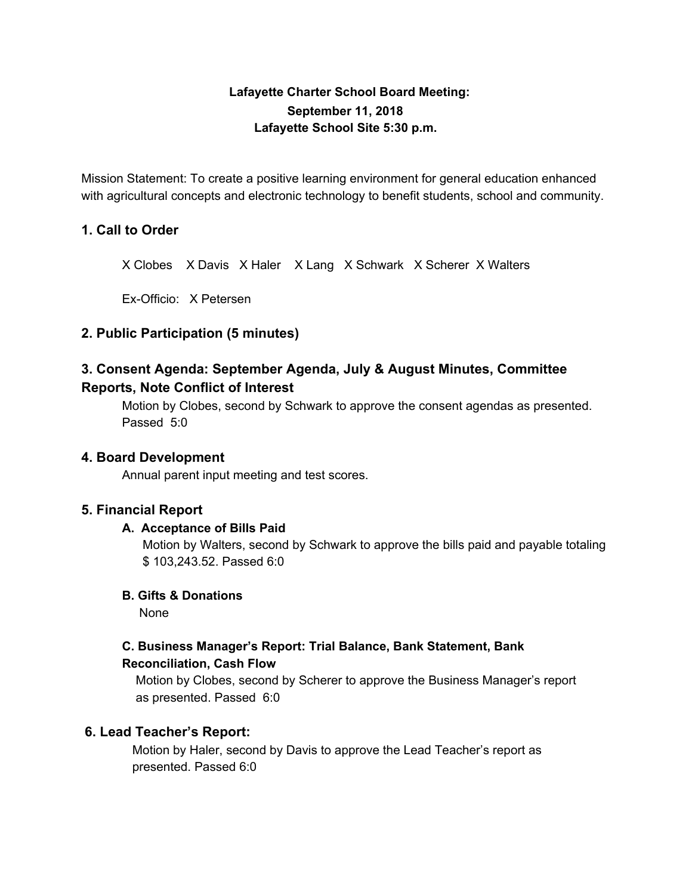**Lafayette Charter School Board Meeting:**
**September 11, 2018**
**Lafayette School Site 5:30 p.m.**

Mission Statement: To create a positive learning environment for general education enhanced with agricultural concepts and electronic technology to benefit students, school and community.

## 1. Call to Order

X Clobes X Davis X Haler X Lang X Schwark X Scherer X Walters

Ex-Officio: X Petersen

## 2. Public Participation (5 minutes)

## 3. Consent Agenda: September Agenda, July & August Minutes, Committee Reports, Note Conflict of Interest

Motion by Clobes, second by Schwark to approve the consent agendas as presented. Passed 5:0

## 4. Board Development

Annual parent input meeting and test scores.

## 5. Financial Report

### A. Acceptance of Bills Paid

Motion by Walters, second by Schwark to approve the bills paid and payable totaling $ 103,243.52. Passed 6:0

### B. Gifts & Donations

None

### C. Business Manager's Report: Trial Balance, Bank Statement, Bank Reconciliation, Cash Flow

Motion by Clobes, second by Scherer to approve the Business Manager's report as presented. Passed 6:0

## 6. Lead Teacher's Report:

Motion by Haler, second by Davis to approve the Lead Teacher's report as presented. Passed 6:0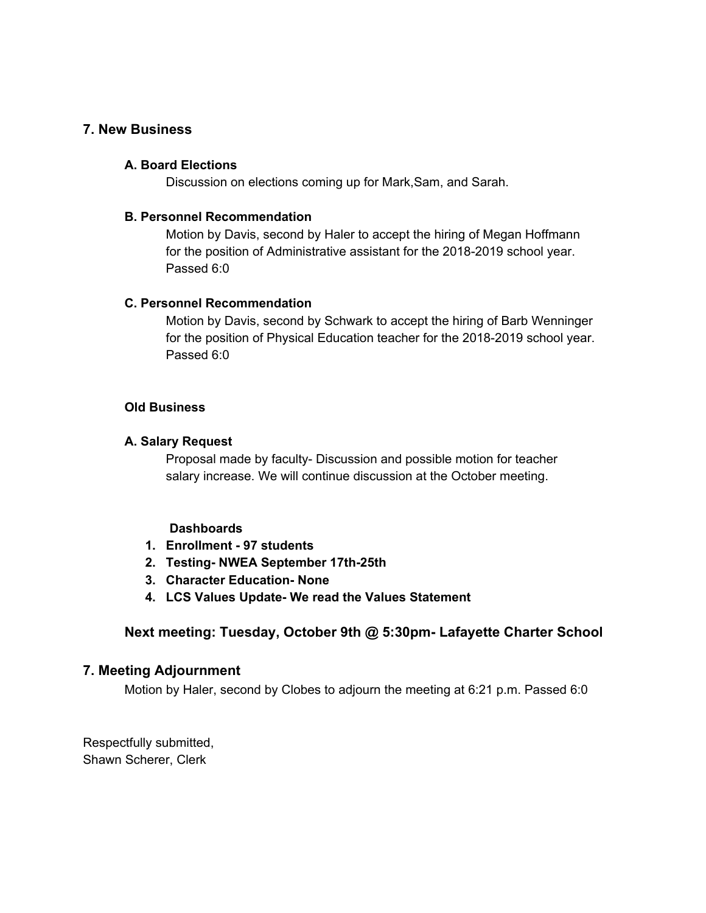## 7. New Business

### A. Board Elections

Discussion on elections coming up for Mark,Sam, and Sarah.

### B. Personnel Recommendation

Motion by Davis, second by Haler to accept the hiring of Megan Hoffmann for the position of Administrative assistant for the 2018-2019 school year. Passed 6:0

### C. Personnel Recommendation

Motion by Davis, second by Schwark to accept the hiring of Barb Wenninger for the position of Physical Education teacher for the 2018-2019 school year. Passed 6:0

### Old Business

### A. Salary Request

Proposal made by faculty- Discussion and possible motion for teacher salary increase. We will continue discussion at the October meeting.

**Dashboards**

1. **Enrollment - 97 students**
2. **Testing- NWEA September 17th-25th**
3. **Character Education- None**
4. **LCS Values Update- We read the Values Statement**

### Next meeting: Tuesday, October 9th @ 5:30pm- Lafayette Charter School

## 7. Meeting Adjournment

Motion by Haler, second by Clobes to adjourn the meeting at 6:21 p.m. Passed 6:0

Respectfully submitted,
Shawn Scherer, Clerk